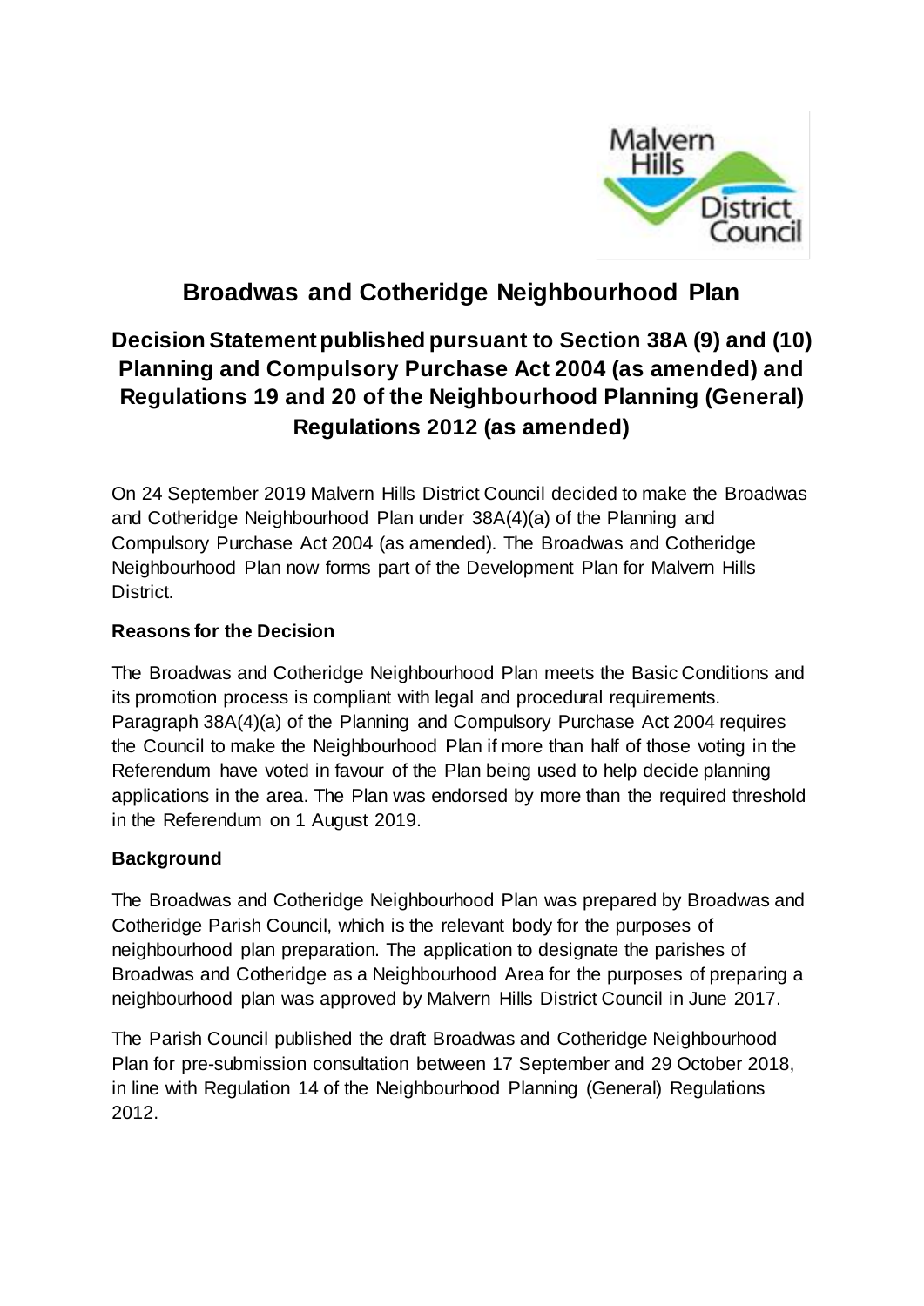# Broadwas and Cotheridge Neighbourhood Plan

## Decision Statement published pursuant to Section 38A (9) and (10) Planning and Compulsory Purchase Act 2004 (as amended) and Regulations 19 and 20 of the Neighbourhood Planning (General) Regulations 2012 (as amended)

On 24 September 2019 Malvern Hills District Council decided to make the Broadwas and Cotheridge Neighbourhood Plan under 38A(4)(a) of the Planning and Compulsory Purchase Act 2004 (as amended). The Broadwas and Cotheridge Neighbourhood Plan now forms part of the Development Plan for Malvern Hills District.

### Reasons for the Decision

The Broadwas and Cotheridge Neighbourhood Plan meets the Basic Conditions and its promotion process is compliant with legal and procedural requirements. Paragraph 38A(4)(a) of the Planning and Compulsory Purchase Act 2004 requires the Council to make the Neighbourhood Plan if more than half of those voting in the Referendum have voted in favour of the Plan being used to help decide planning applications in the area. The Plan was endorsed by more than the required threshold in the Referendum on 1 August 2019.

### Background

The Broadwas and Cotheridge Neighbourhood Plan was prepared by Broadwas and Cotheridge Parish Council, which is the relevant body for the purposes of neighbourhood plan preparation. The application to designate the parishes of Broadwas and Cotheridge as a Neighbourhood Area for the purposes of preparing a neighbourhood plan was approved by Malvern Hills District Council in June 2017.

The Parish Council published the draft Broadwas and Cotheridge Neighbourhood Plan for pre-submission consultation between 17 September and 29 October 2018, in line with Regulation 14 of the Neighbourhood Planning (General) Regulations 2012.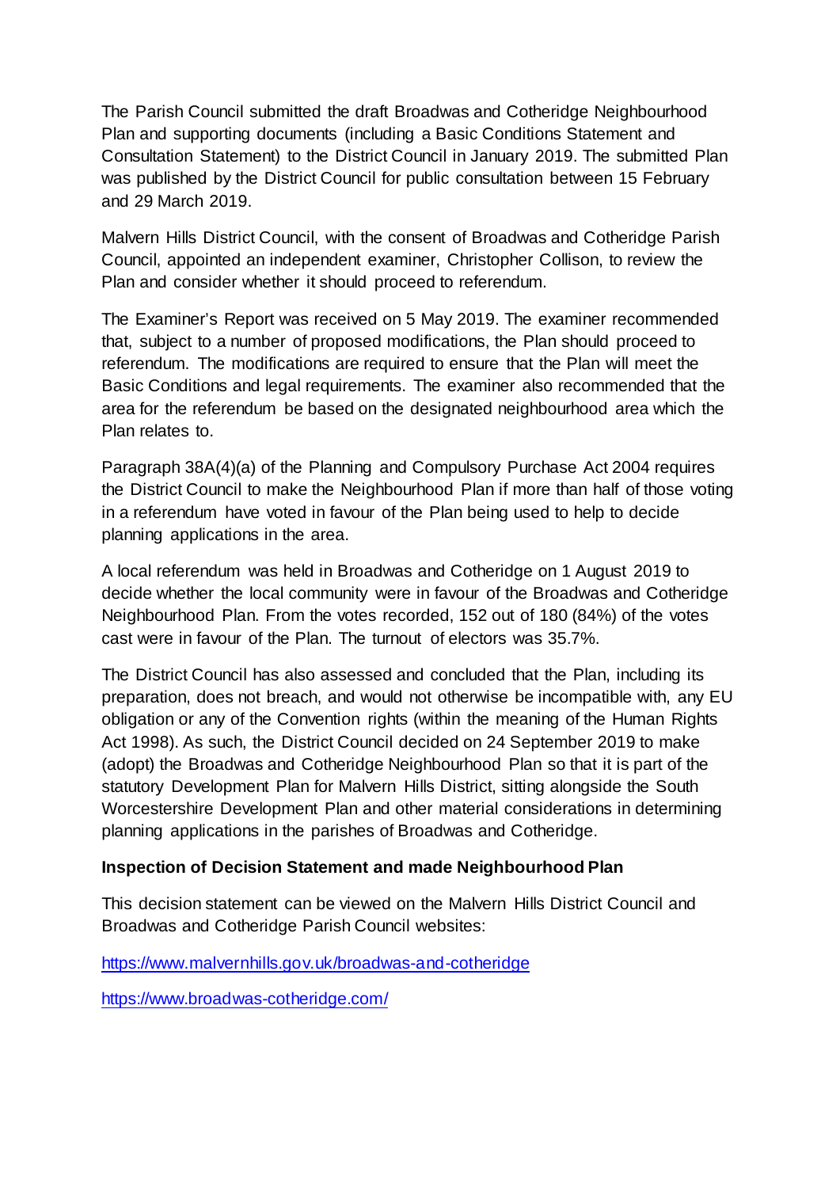The Parish Council submitted the draft Broadwas and Cotheridge Neighbourhood Plan and supporting documents (including a Basic Conditions Statement and Consultation Statement) to the District Council in January 2019. The submitted Plan was published by the District Council for public consultation between 15 February and 29 March 2019.

Malvern Hills District Council, with the consent of Broadwas and Cotheridge Parish Council, appointed an independent examiner, Christopher Collison, to review the Plan and consider whether it should proceed to referendum.

The Examiner's Report was received on 5 May 2019. The examiner recommended that, subject to a number of proposed modifications, the Plan should proceed to referendum. The modifications are required to ensure that the Plan will meet the Basic Conditions and legal requirements. The examiner also recommended that the area for the referendum be based on the designated neighbourhood area which the Plan relates to.

Paragraph 38A(4)(a) of the Planning and Compulsory Purchase Act 2004 requires the District Council to make the Neighbourhood Plan if more than half of those voting in a referendum have voted in favour of the Plan being used to help to decide planning applications in the area.

A local referendum was held in Broadwas and Cotheridge on 1 August 2019 to decide whether the local community were in favour of the Broadwas and Cotheridge Neighbourhood Plan. From the votes recorded, 152 out of 180 (84%) of the votes cast were in favour of the Plan. The turnout of electors was 35.7%.

The District Council has also assessed and concluded that the Plan, including its preparation, does not breach, and would not otherwise be incompatible with, any EU obligation or any of the Convention rights (within the meaning of the Human Rights Act 1998). As such, the District Council decided on 24 September 2019 to make (adopt) the Broadwas and Cotheridge Neighbourhood Plan so that it is part of the statutory Development Plan for Malvern Hills District, sitting alongside the South Worcestershire Development Plan and other material considerations in determining planning applications in the parishes of Broadwas and Cotheridge.

**Inspection of Decision Statement and made Neighbourhood Plan**

This decision statement can be viewed on the Malvern Hills District Council and Broadwas and Cotheridge Parish Council websites:

https://www.malvernhills.gov.uk/broadwas-and-cotheridge

https://www.broadwas-cotheridge.com/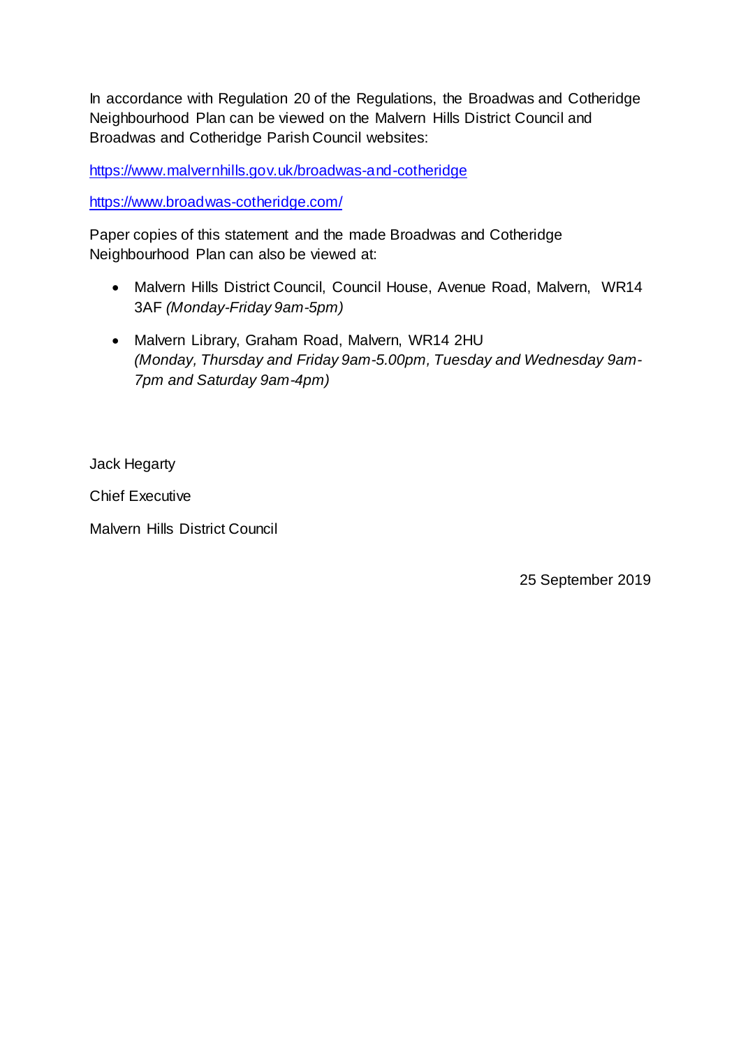In accordance with Regulation 20 of the Regulations, the Broadwas and Cotheridge Neighbourhood Plan can be viewed on the Malvern Hills District Council and Broadwas and Cotheridge Parish Council websites:

https://www.malvernhills.gov.uk/broadwas-and-cotheridge

https://www.broadwas-cotheridge.com/

Paper copies of this statement and the made Broadwas and Cotheridge Neighbourhood Plan can also be viewed at:

- Malvern Hills District Council, Council House, Avenue Road, Malvern, WR14 3AF *(Monday-Friday 9am-5pm)*
- Malvern Library, Graham Road, Malvern, WR14 2HU *(Monday, Thursday and Friday 9am-5.00pm, Tuesday and Wednesday 9am-7pm and Saturday 9am-4pm)*

Jack Hegarty

Chief Executive

Malvern Hills District Council

25 September 2019